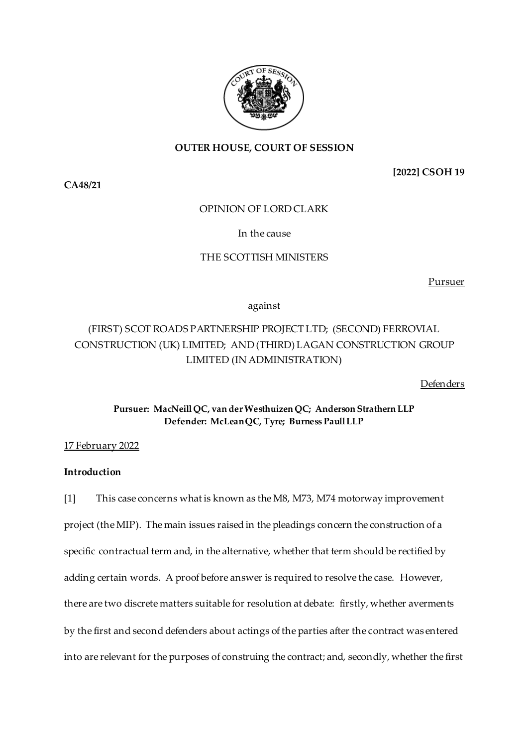**OUTER HOUSE, COURT OF SESSION**

**[2022] CSOH 19**

**CA48/21**

OPINION OF LORD CLARK

In the cause

THE SCOTTISH MINISTERS

Pursuer

against

(FIRST) SCOT ROADS PARTNERSHIP PROJECT LTD; (SECOND) FERROVIAL CONSTRUCTION (UK) LIMITED; AND (THIRD) LAGAN CONSTRUCTION GROUP LIMITED (IN ADMINISTRATION)

Defenders

**Pursuer: MacNeill QC, van der Westhuizen QC; Anderson Strathern LLP**
**Defender: McLean QC, Tyre; Burness Paull LLP**

17 February 2022

**Introduction**

[1] This case concerns what is known as the M8, M73, M74 motorway improvement project (the MIP). The main issues raised in the pleadings concern the construction of a specific contractual term and, in the alternative, whether that term should be rectified by adding certain words. A proof before answer is required to resolve the case. However, there are two discrete matters suitable for resolution at debate: firstly, whether averments by the first and second defenders about actings of the parties after the contract was entered into are relevant for the purposes of construing the contract; and, secondly, whether the first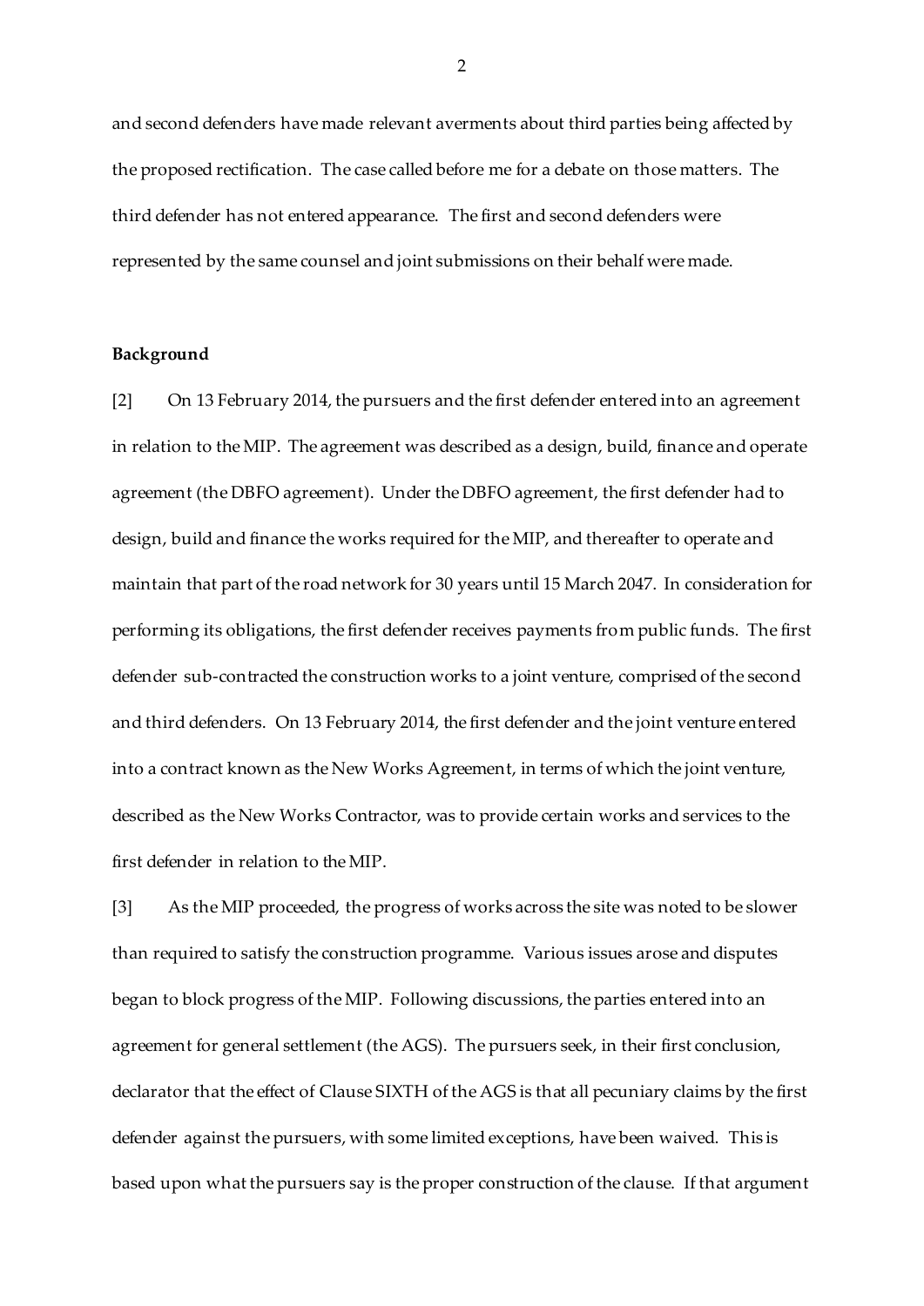and second defenders have made relevant averments about third parties being affected by the proposed rectification. The case called before me for a debate on those matters. The third defender has not entered appearance. The first and second defenders were represented by the same counsel and joint submissions on their behalf were made.

**Background**

[2] On 13 February 2014, the pursuers and the first defender entered into an agreement in relation to the MIP. The agreement was described as a design, build, finance and operate agreement (the DBFO agreement). Under the DBFO agreement, the first defender had to design, build and finance the works required for the MIP, and thereafter to operate and maintain that part of the road network for 30 years until 15 March 2047. In consideration for performing its obligations, the first defender receives payments from public funds. The first defender sub-contracted the construction works to a joint venture, comprised of the second and third defenders. On 13 February 2014, the first defender and the joint venture entered into a contract known as the New Works Agreement, in terms of which the joint venture, described as the New Works Contractor, was to provide certain works and services to the first defender in relation to the MIP.

[3] As the MIP proceeded, the progress of works across the site was noted to be slower than required to satisfy the construction programme. Various issues arose and disputes began to block progress of the MIP. Following discussions, the parties entered into an agreement for general settlement (the AGS). The pursuers seek, in their first conclusion, declarator that the effect of Clause SIXTH of the AGS is that all pecuniary claims by the first defender against the pursuers, with some limited exceptions, have been waived. This is based upon what the pursuers say is the proper construction of the clause. If that argument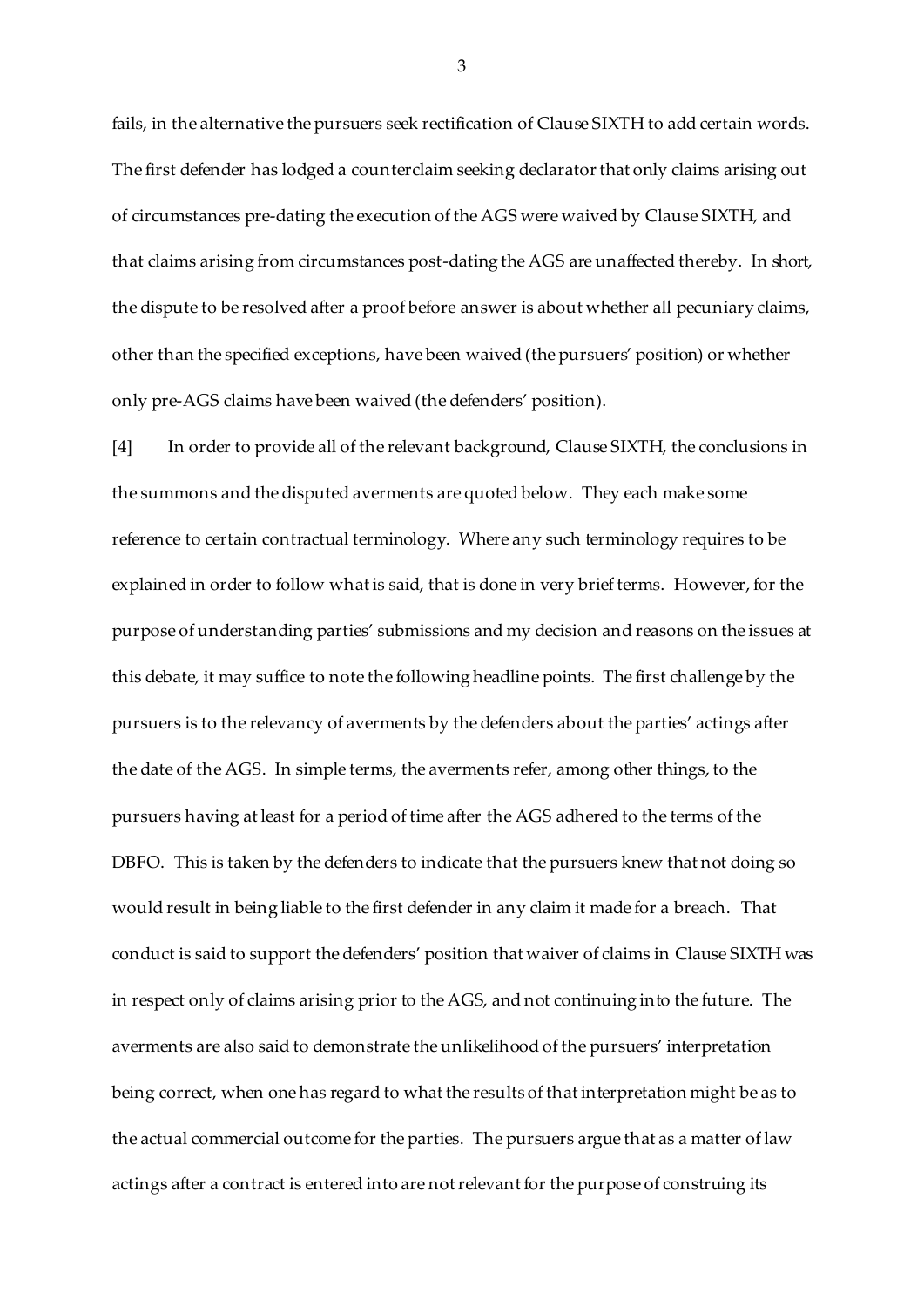fails, in the alternative the pursuers seek rectification of Clause SIXTH to add certain words. The first defender has lodged a counterclaim seeking declarator that only claims arising out of circumstances pre-dating the execution of the AGS were waived by Clause SIXTH, and that claims arising from circumstances post-dating the AGS are unaffected thereby. In short, the dispute to be resolved after a proof before answer is about whether all pecuniary claims, other than the specified exceptions, have been waived (the pursuers' position) or whether only pre-AGS claims have been waived (the defenders' position).

[4] In order to provide all of the relevant background, Clause SIXTH, the conclusions in the summons and the disputed averments are quoted below. They each make some reference to certain contractual terminology. Where any such terminology requires to be explained in order to follow what is said, that is done in very brief terms. However, for the purpose of understanding parties' submissions and my decision and reasons on the issues at this debate, it may suffice to note the following headline points. The first challenge by the pursuers is to the relevancy of averments by the defenders about the parties' actings after the date of the AGS. In simple terms, the averments refer, among other things, to the pursuers having at least for a period of time after the AGS adhered to the terms of the DBFO. This is taken by the defenders to indicate that the pursuers knew that not doing so would result in being liable to the first defender in any claim it made for a breach. That conduct is said to support the defenders' position that waiver of claims in Clause SIXTH was in respect only of claims arising prior to the AGS, and not continuing into the future. The averments are also said to demonstrate the unlikelihood of the pursuers' interpretation being correct, when one has regard to what the results of that interpretation might be as to the actual commercial outcome for the parties. The pursuers argue that as a matter of law actings after a contract is entered into are not relevant for the purpose of construing its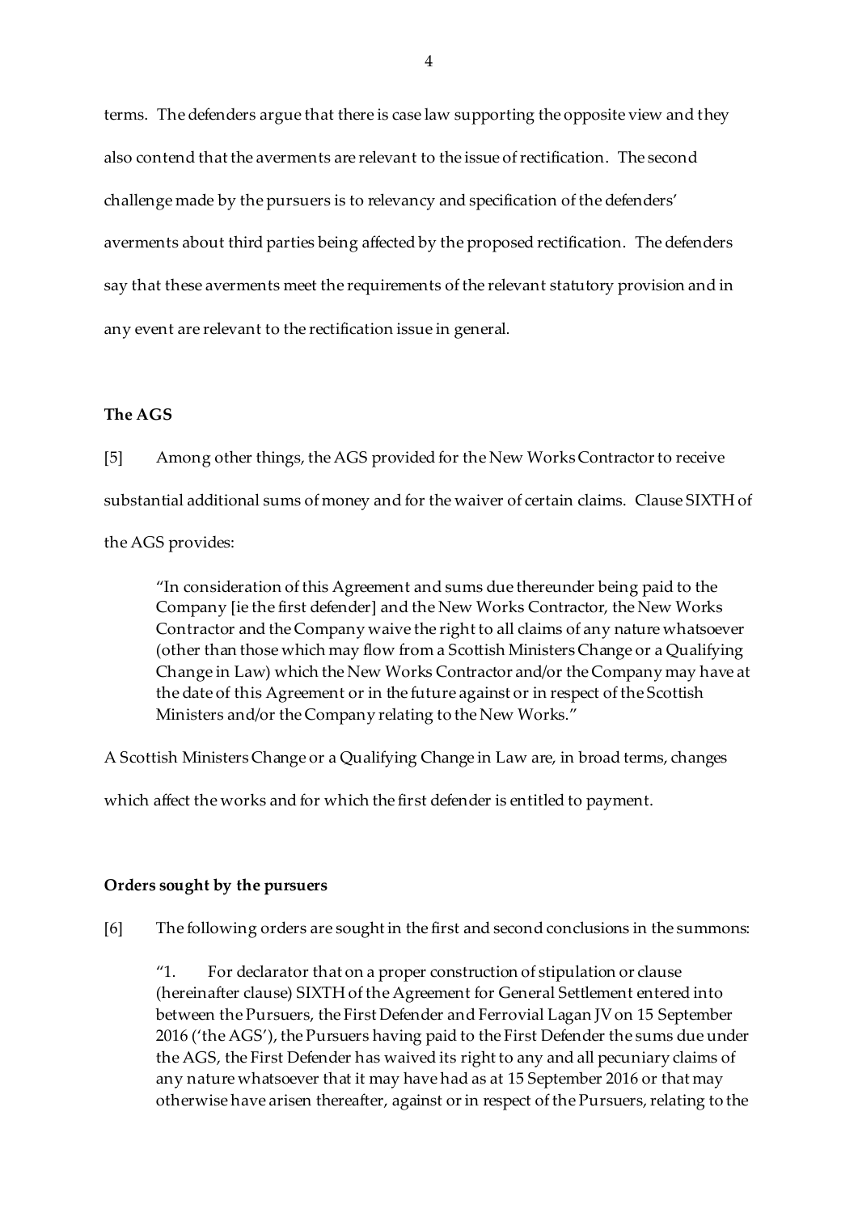terms. The defenders argue that there is case law supporting the opposite view and they also contend that the averments are relevant to the issue of rectification. The second challenge made by the pursuers is to relevancy and specification of the defenders' averments about third parties being affected by the proposed rectification. The defenders say that these averments meet the requirements of the relevant statutory provision and in any event are relevant to the rectification issue in general.

**The AGS**

[5] Among other things, the AGS provided for the New Works Contractor to receive substantial additional sums of money and for the waiver of certain claims. Clause SIXTH of the AGS provides:

> "In consideration of this Agreement and sums due thereunder being paid to the Company [ie the first defender] and the New Works Contractor, the New Works Contractor and the Company waive the right to all claims of any nature whatsoever (other than those which may flow from a Scottish Ministers Change or a Qualifying Change in Law) which the New Works Contractor and/or the Company may have at the date of this Agreement or in the future against or in respect of the Scottish Ministers and/or the Company relating to the New Works."

A Scottish Ministers Change or a Qualifying Change in Law are, in broad terms, changes which affect the works and for which the first defender is entitled to payment.

**Orders sought by the pursuers**

[6] The following orders are sought in the first and second conclusions in the summons:

> "1. For declarator that on a proper construction of stipulation or clause (hereinafter clause) SIXTH of the Agreement for General Settlement entered into between the Pursuers, the First Defender and Ferrovial Lagan JV on 15 September 2016 ('the AGS'), the Pursuers having paid to the First Defender the sums due under the AGS, the First Defender has waived its right to any and all pecuniary claims of any nature whatsoever that it may have had as at 15 September 2016 or that may otherwise have arisen thereafter, against or in respect of the Pursuers, relating to the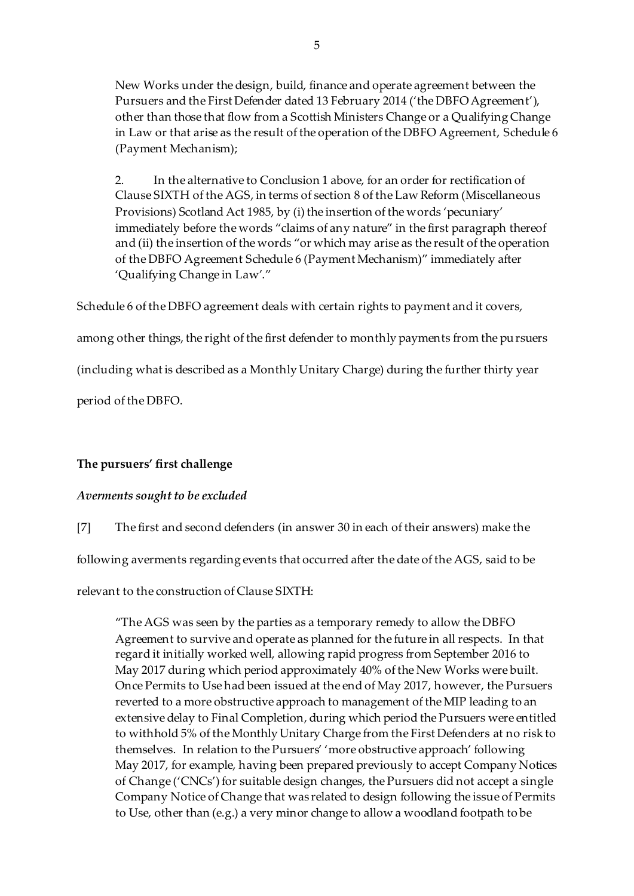New Works under the design, build, finance and operate agreement between the Pursuers and the First Defender dated 13 February 2014 ('the DBFO Agreement'), other than those that flow from a Scottish Ministers Change or a Qualifying Change in Law or that arise as the result of the operation of the DBFO Agreement, Schedule 6 (Payment Mechanism);

> 2. In the alternative to Conclusion 1 above, for an order for rectification of Clause SIXTH of the AGS, in terms of section 8 of the Law Reform (Miscellaneous Provisions) Scotland Act 1985, by (i) the insertion of the words 'pecuniary' immediately before the words "claims of any nature" in the first paragraph thereof and (ii) the insertion of the words "or which may arise as the result of the operation of the DBFO Agreement Schedule 6 (Payment Mechanism)" immediately after 'Qualifying Change in Law'."

Schedule 6 of the DBFO agreement deals with certain rights to payment and it covers, among other things, the right of the first defender to monthly payments from the pursuers (including what is described as a Monthly Unitary Charge) during the further thirty year period of the DBFO.

## The pursuers' first challenge

### *Averments sought to be excluded*

[7] The first and second defenders (in answer 30 in each of their answers) make the following averments regarding events that occurred after the date of the AGS, said to be relevant to the construction of Clause SIXTH:

> "The AGS was seen by the parties as a temporary remedy to allow the DBFO Agreement to survive and operate as planned for the future in all respects. In that regard it initially worked well, allowing rapid progress from September 2016 to May 2017 during which period approximately 40% of the New Works were built. Once Permits to Use had been issued at the end of May 2017, however, the Pursuers reverted to a more obstructive approach to management of the MIP leading to an extensive delay to Final Completion, during which period the Pursuers were entitled to withhold 5% of the Monthly Unitary Charge from the First Defenders at no risk to themselves. In relation to the Pursuers' 'more obstructive approach' following May 2017, for example, having been prepared previously to accept Company Notices of Change ('CNCs') for suitable design changes, the Pursuers did not accept a single Company Notice of Change that was related to design following the issue of Permits to Use, other than (e.g.) a very minor change to allow a woodland footpath to be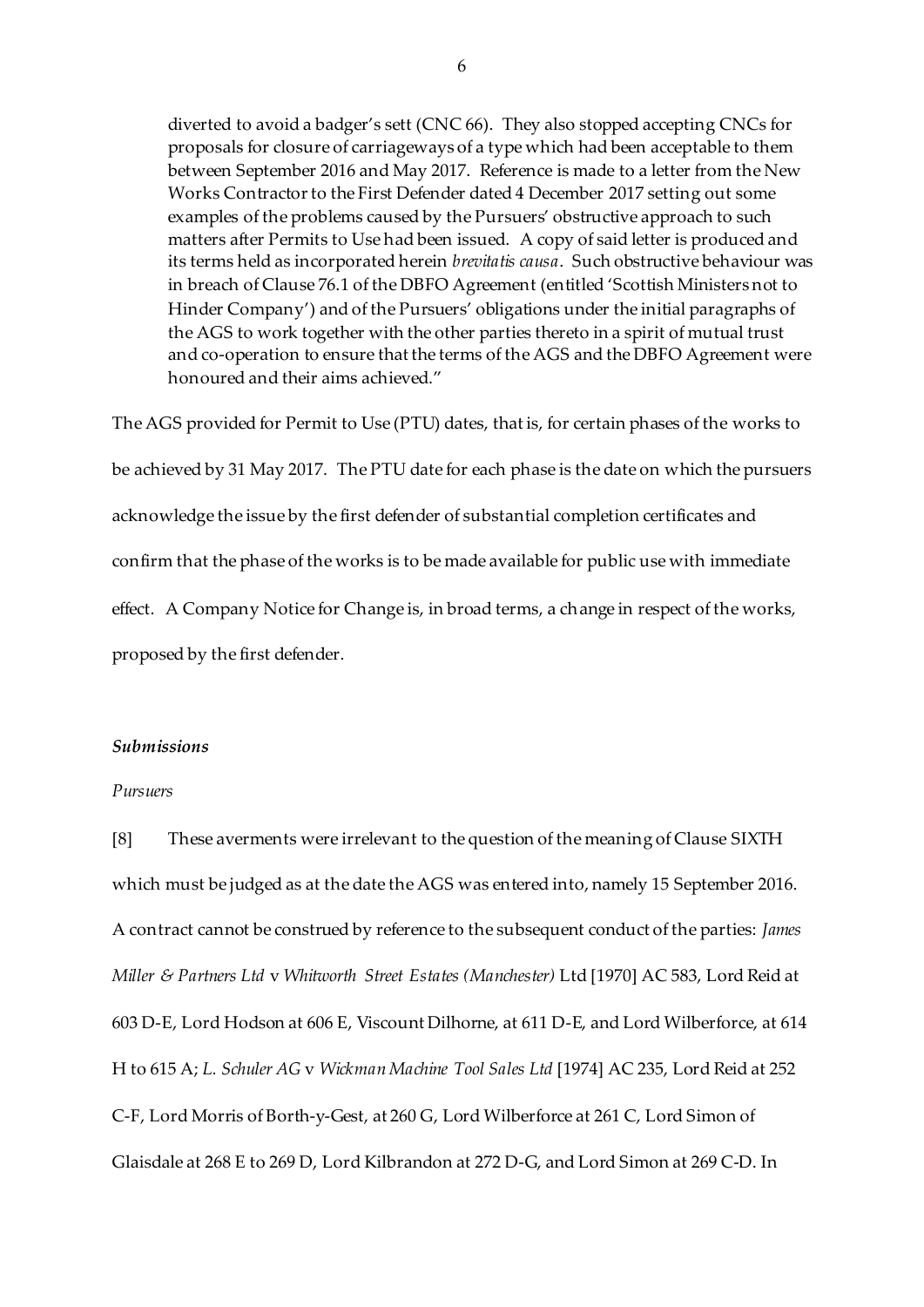> diverted to avoid a badger's sett (CNC 66). They also stopped accepting CNCs for proposals for closure of carriageways of a type which had been acceptable to them between September 2016 and May 2017. Reference is made to a letter from the New Works Contractor to the First Defender dated 4 December 2017 setting out some examples of the problems caused by the Pursuers' obstructive approach to such matters after Permits to Use had been issued. A copy of said letter is produced and its terms held as incorporated herein *brevitatis causa*. Such obstructive behaviour was in breach of Clause 76.1 of the DBFO Agreement (entitled 'Scottish Ministers not to Hinder Company') and of the Pursuers' obligations under the initial paragraphs of the AGS to work together with the other parties thereto in a spirit of mutual trust and co-operation to ensure that the terms of the AGS and the DBFO Agreement were honoured and their aims achieved."

The AGS provided for Permit to Use (PTU) dates, that is, for certain phases of the works to be achieved by 31 May 2017. The PTU date for each phase is the date on which the pursuers acknowledge the issue by the first defender of substantial completion certificates and confirm that the phase of the works is to be made available for public use with immediate effect. A Company Notice for Change is, in broad terms, a change in respect of the works, proposed by the first defender.

### *Submissions*

#### *Pursuers*

[8] These averments were irrelevant to the question of the meaning of Clause SIXTH which must be judged as at the date the AGS was entered into, namely 15 September 2016. A contract cannot be construed by reference to the subsequent conduct of the parties: *James Miller & Partners Ltd* v *Whitworth Street Estates (Manchester)* Ltd [1970] AC 583, Lord Reid at 603 D-E, Lord Hodson at 606 E, Viscount Dilhorne, at 611 D-E, and Lord Wilberforce, at 614 H to 615 A; *L. Schuler AG* v *Wickman Machine Tool Sales Ltd* [1974] AC 235, Lord Reid at 252 C-F, Lord Morris of Borth-y-Gest, at 260 G, Lord Wilberforce at 261 C, Lord Simon of Glaisdale at 268 E to 269 D, Lord Kilbrandon at 272 D-G, and Lord Simon at 269 C-D. In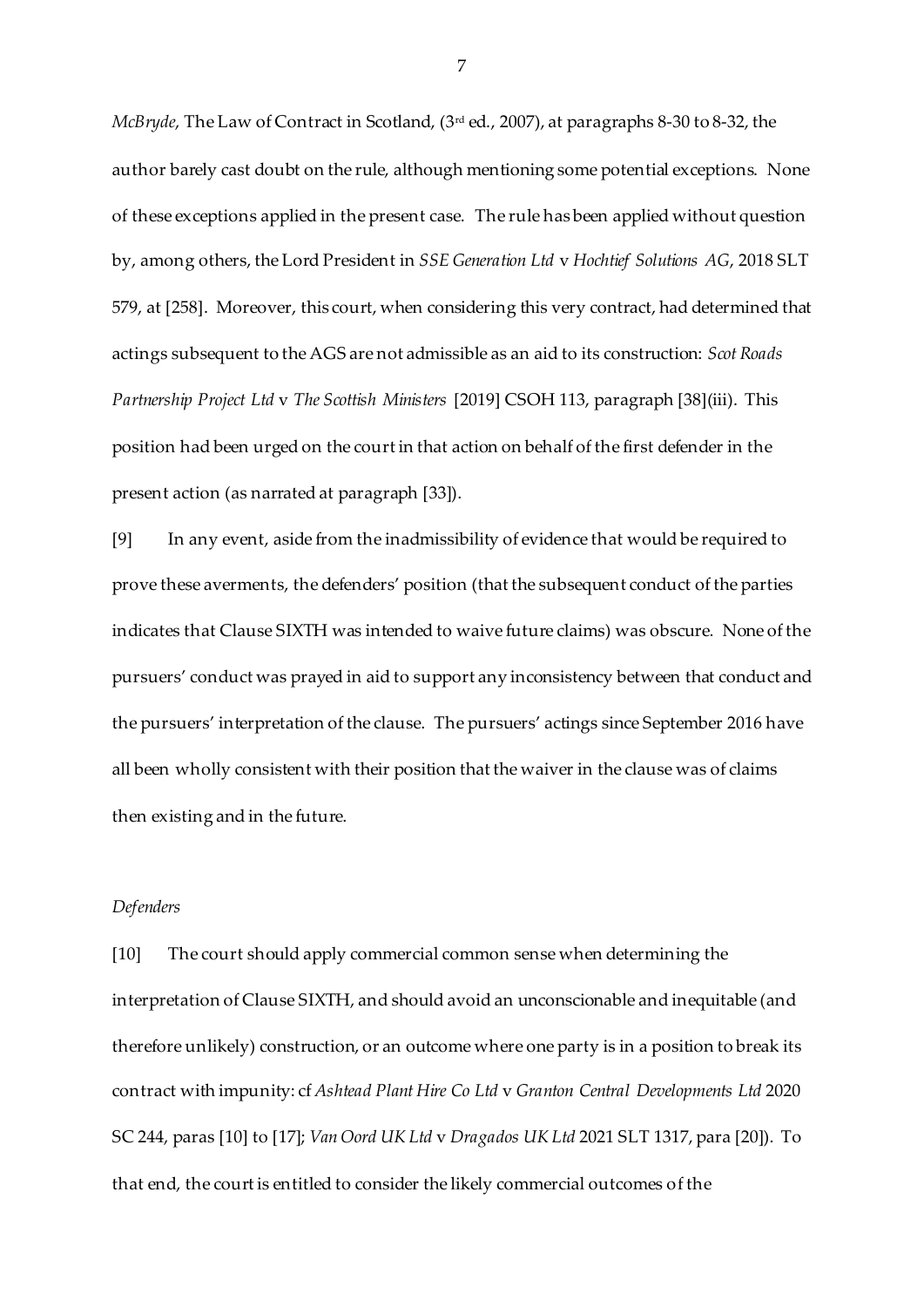*McBryde*, The Law of Contract in Scotland, (3rd ed., 2007), at paragraphs 8-30 to 8-32, the author barely cast doubt on the rule, although mentioning some potential exceptions. None of these exceptions applied in the present case. The rule has been applied without question by, among others, the Lord President in *SSE Generation Ltd* v *Hochtief Solutions AG*, 2018 SLT 579, at [258]. Moreover, this court, when considering this very contract, had determined that actings subsequent to the AGS are not admissible as an aid to its construction: *Scot Roads Partnership Project Ltd* v *The Scottish Ministers* [2019] CSOH 113, paragraph [38](iii). This position had been urged on the court in that action on behalf of the first defender in the present action (as narrated at paragraph [33]).

[9] In any event, aside from the inadmissibility of evidence that would be required to prove these averments, the defenders' position (that the subsequent conduct of the parties indicates that Clause SIXTH was intended to waive future claims) was obscure. None of the pursuers' conduct was prayed in aid to support any inconsistency between that conduct and the pursuers' interpretation of the clause. The pursuers' actings since September 2016 have all been wholly consistent with their position that the waiver in the clause was of claims then existing and in the future.

*Defenders*

[10] The court should apply commercial common sense when determining the interpretation of Clause SIXTH, and should avoid an unconscionable and inequitable (and therefore unlikely) construction, or an outcome where one party is in a position to break its contract with impunity: cf *Ashtead Plant Hire Co Ltd* v *Granton Central Developments Ltd* 2020 SC 244, paras [10] to [17]; *Van Oord UK Ltd* v *Dragados UK Ltd* 2021 SLT 1317, para [20]). To that end, the court is entitled to consider the likely commercial outcomes of the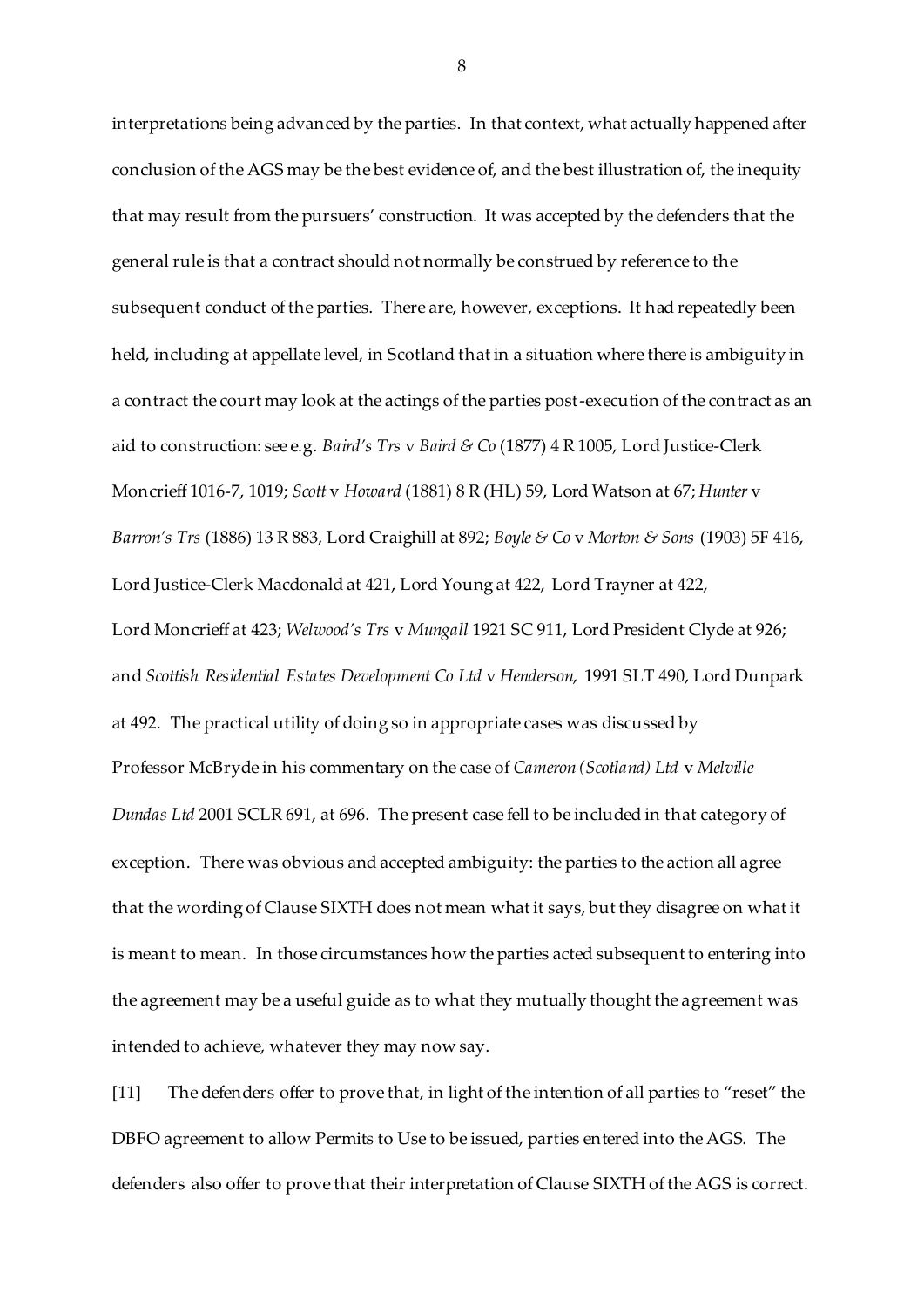interpretations being advanced by the parties. In that context, what actually happened after conclusion of the AGS may be the best evidence of, and the best illustration of, the inequity that may result from the pursuers' construction. It was accepted by the defenders that the general rule is that a contract should not normally be construed by reference to the subsequent conduct of the parties. There are, however, exceptions. It had repeatedly been held, including at appellate level, in Scotland that in a situation where there is ambiguity in a contract the court may look at the actings of the parties post-execution of the contract as an aid to construction: see e.g. *Baird's Trs* v *Baird & Co* (1877) 4 R 1005, Lord Justice-Clerk Moncrieff 1016-7, 1019; *Scott* v *Howard* (1881) 8 R (HL) 59, Lord Watson at 67; *Hunter* v *Barron's Trs* (1886) 13 R 883, Lord Craighill at 892; *Boyle & Co* v *Morton & Sons* (1903) 5F 416, Lord Justice-Clerk Macdonald at 421, Lord Young at 422, Lord Trayner at 422, Lord Moncrieff at 423; *Welwood's Trs* v *Mungall* 1921 SC 911, Lord President Clyde at 926; and *Scottish Residential Estates Development Co Ltd* v *Henderson*, 1991 SLT 490, Lord Dunpark at 492. The practical utility of doing so in appropriate cases was discussed by Professor McBryde in his commentary on the case of *Cameron (Scotland) Ltd* v *Melville Dundas Ltd* 2001 SCLR 691, at 696. The present case fell to be included in that category of exception. There was obvious and accepted ambiguity: the parties to the action all agree that the wording of Clause SIXTH does not mean what it says, but they disagree on what it is meant to mean. In those circumstances how the parties acted subsequent to entering into the agreement may be a useful guide as to what they mutually thought the agreement was intended to achieve, whatever they may now say.

[11] The defenders offer to prove that, in light of the intention of all parties to "reset" the DBFO agreement to allow Permits to Use to be issued, parties entered into the AGS. The defenders also offer to prove that their interpretation of Clause SIXTH of the AGS is correct.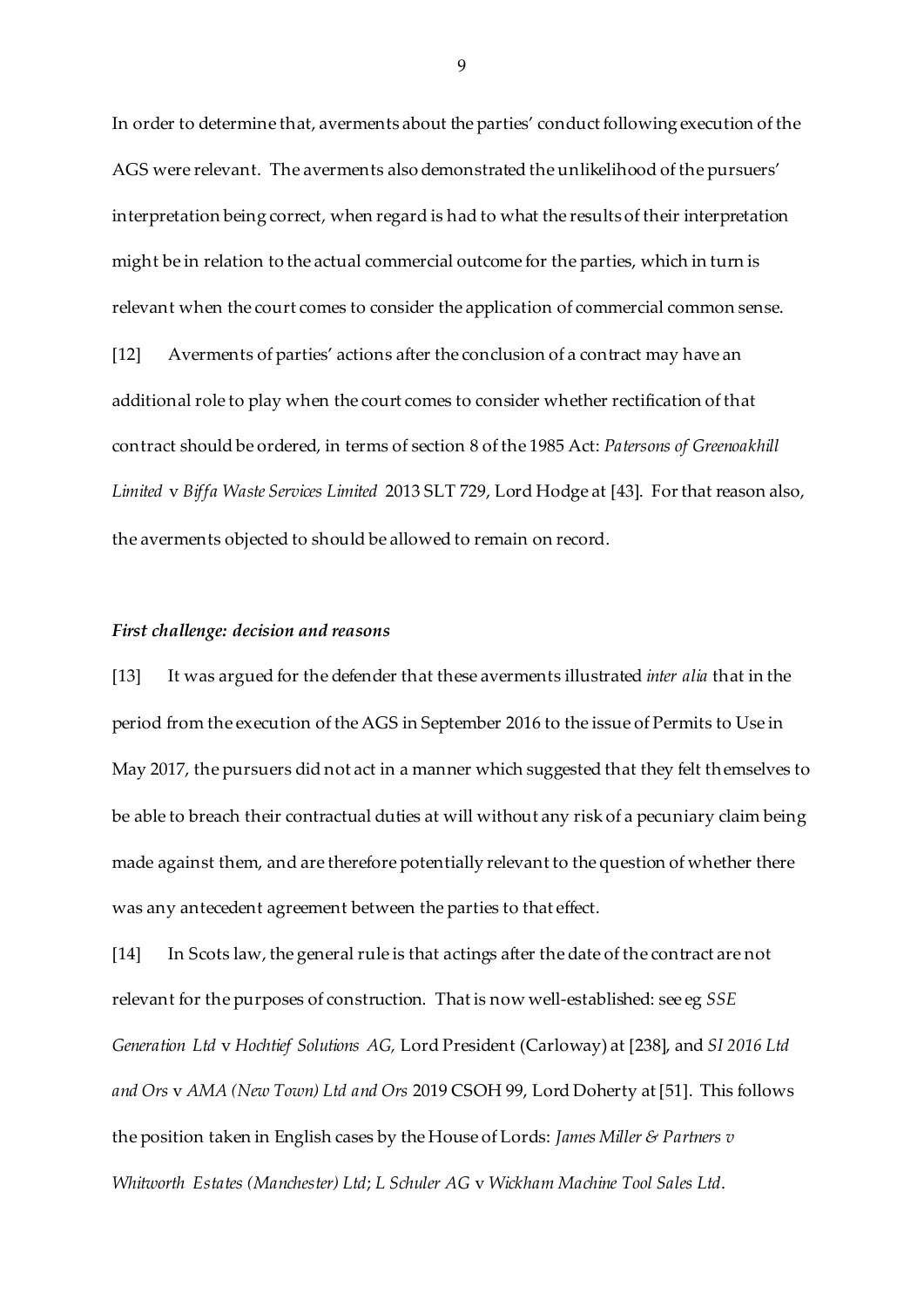In order to determine that, averments about the parties' conduct following execution of the AGS were relevant. The averments also demonstrated the unlikelihood of the pursuers' interpretation being correct, when regard is had to what the results of their interpretation might be in relation to the actual commercial outcome for the parties, which in turn is relevant when the court comes to consider the application of commercial common sense.

[12] Averments of parties' actions after the conclusion of a contract may have an additional role to play when the court comes to consider whether rectification of that contract should be ordered, in terms of section 8 of the 1985 Act: *Patersons of Greenoakhill Limited* v *Biffa Waste Services Limited* 2013 SLT 729, Lord Hodge at [43]. For that reason also, the averments objected to should be allowed to remain on record.

### *First challenge: decision and reasons*

[13] It was argued for the defender that these averments illustrated *inter alia* that in the period from the execution of the AGS in September 2016 to the issue of Permits to Use in May 2017, the pursuers did not act in a manner which suggested that they felt themselves to be able to breach their contractual duties at will without any risk of a pecuniary claim being made against them, and are therefore potentially relevant to the question of whether there was any antecedent agreement between the parties to that effect.

[14] In Scots law, the general rule is that actings after the date of the contract are not relevant for the purposes of construction. That is now well-established: see eg *SSE Generation Ltd* v *Hochtief Solutions AG,* Lord President (Carloway) at [238], and *SI 2016 Ltd and Ors* v *AMA (New Town) Ltd and Ors* 2019 CSOH 99, Lord Doherty at [51]. This follows the position taken in English cases by the House of Lords: *James Miller & Partners v Whitworth Estates (Manchester) Ltd*; *L Schuler AG* v *Wickham Machine Tool Sales Ltd*.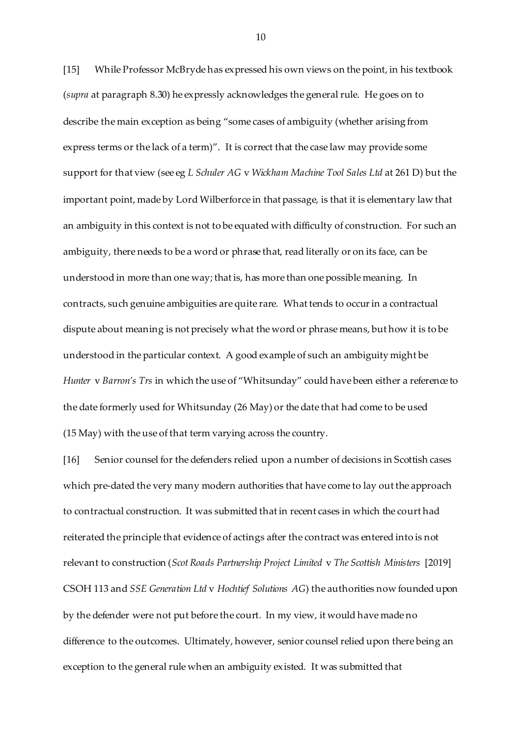[15] While Professor McBryde has expressed his own views on the point, in his textbook (*supra* at paragraph 8.30) he expressly acknowledges the general rule. He goes on to describe the main exception as being "some cases of ambiguity (whether arising from express terms or the lack of a term)". It is correct that the case law may provide some support for that view (see eg *L Schuler AG* v *Wickham Machine Tool Sales Ltd* at 261 D) but the important point, made by Lord Wilberforce in that passage, is that it is elementary law that an ambiguity in this context is not to be equated with difficulty of construction. For such an ambiguity, there needs to be a word or phrase that, read literally or on its face, can be understood in more than one way; that is, has more than one possible meaning. In contracts, such genuine ambiguities are quite rare. What tends to occur in a contractual dispute about meaning is not precisely what the word or phrase means, but how it is to be understood in the particular context. A good example of such an ambiguity might be *Hunter* v *Barron's Trs* in which the use of "Whitsunday" could have been either a reference to the date formerly used for Whitsunday (26 May) or the date that had come to be used (15 May) with the use of that term varying across the country.

[16] Senior counsel for the defenders relied upon a number of decisions in Scottish cases which pre-dated the very many modern authorities that have come to lay out the approach to contractual construction. It was submitted that in recent cases in which the court had reiterated the principle that evidence of actings after the contract was entered into is not relevant to construction (*Scot Roads Partnership Project Limited* v *The Scottish Ministers* [2019] CSOH 113 and *SSE Generation Ltd* v *Hochtief Solutions AG*) the authorities now founded upon by the defender were not put before the court. In my view, it would have made no difference to the outcomes. Ultimately, however, senior counsel relied upon there being an exception to the general rule when an ambiguity existed. It was submitted that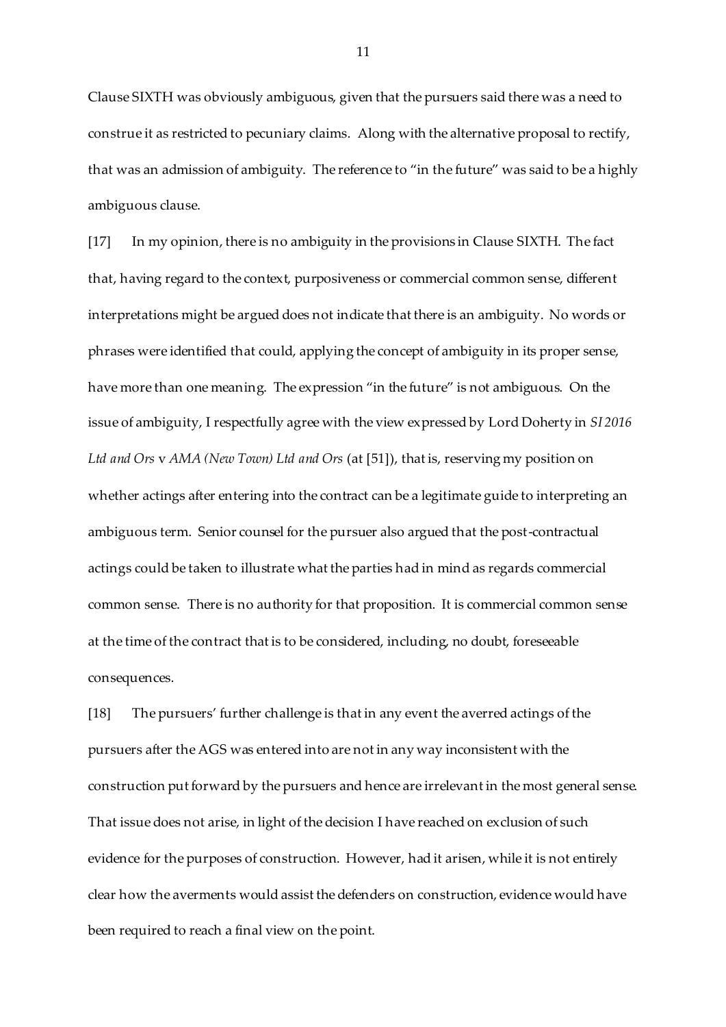Clause SIXTH was obviously ambiguous, given that the pursuers said there was a need to construe it as restricted to pecuniary claims. Along with the alternative proposal to rectify, that was an admission of ambiguity. The reference to "in the future" was said to be a highly ambiguous clause.

[17] In my opinion, there is no ambiguity in the provisions in Clause SIXTH. The fact that, having regard to the context, purposiveness or commercial common sense, different interpretations might be argued does not indicate that there is an ambiguity. No words or phrases were identified that could, applying the concept of ambiguity in its proper sense, have more than one meaning. The expression "in the future" is not ambiguous. On the issue of ambiguity, I respectfully agree with the view expressed by Lord Doherty in *SI 2016 Ltd and Ors* v *AMA (New Town) Ltd and Ors* (at [51]), that is, reserving my position on whether actings after entering into the contract can be a legitimate guide to interpreting an ambiguous term. Senior counsel for the pursuer also argued that the post-contractual actings could be taken to illustrate what the parties had in mind as regards commercial common sense. There is no authority for that proposition. It is commercial common sense at the time of the contract that is to be considered, including, no doubt, foreseeable consequences.

[18] The pursuers' further challenge is that in any event the averred actings of the pursuers after the AGS was entered into are not in any way inconsistent with the construction put forward by the pursuers and hence are irrelevant in the most general sense. That issue does not arise, in light of the decision I have reached on exclusion of such evidence for the purposes of construction. However, had it arisen, while it is not entirely clear how the averments would assist the defenders on construction, evidence would have been required to reach a final view on the point.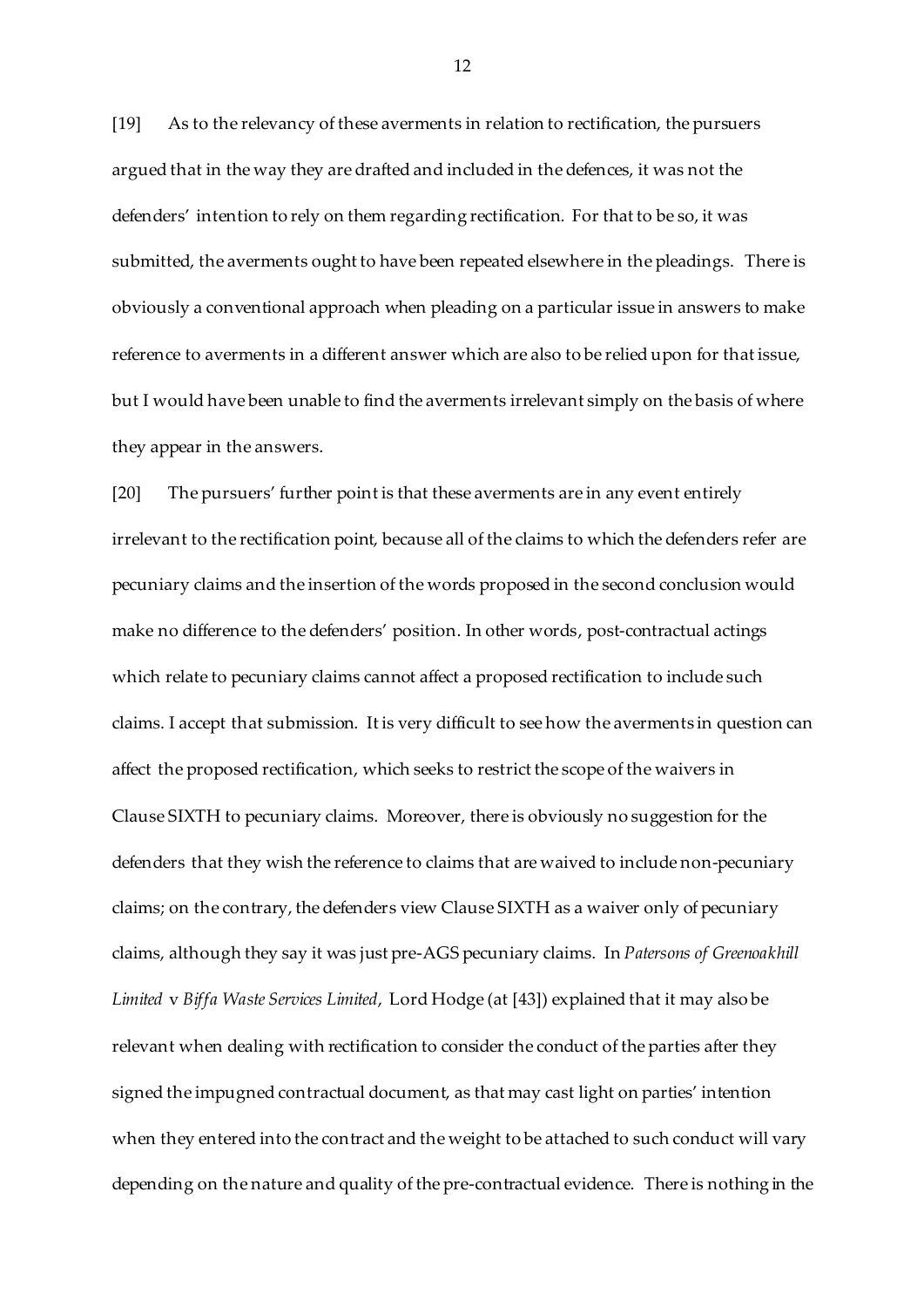[19] As to the relevancy of these averments in relation to rectification, the pursuers argued that in the way they are drafted and included in the defences, it was not the defenders' intention to rely on them regarding rectification. For that to be so, it was submitted, the averments ought to have been repeated elsewhere in the pleadings. There is obviously a conventional approach when pleading on a particular issue in answers to make reference to averments in a different answer which are also to be relied upon for that issue, but I would have been unable to find the averments irrelevant simply on the basis of where they appear in the answers.

[20] The pursuers' further point is that these averments are in any event entirely irrelevant to the rectification point, because all of the claims to which the defenders refer are pecuniary claims and the insertion of the words proposed in the second conclusion would make no difference to the defenders' position. In other words, post-contractual actings which relate to pecuniary claims cannot affect a proposed rectification to include such claims. I accept that submission. It is very difficult to see how the averments in question can affect the proposed rectification, which seeks to restrict the scope of the waivers in Clause SIXTH to pecuniary claims. Moreover, there is obviously no suggestion for the defenders that they wish the reference to claims that are waived to include non-pecuniary claims; on the contrary, the defenders view Clause SIXTH as a waiver only of pecuniary claims, although they say it was just pre-AGS pecuniary claims. In *Patersons of Greenoakhill Limited* v *Biffa Waste Services Limited*, Lord Hodge (at [43]) explained that it may also be relevant when dealing with rectification to consider the conduct of the parties after they signed the impugned contractual document, as that may cast light on parties' intention when they entered into the contract and the weight to be attached to such conduct will vary depending on the nature and quality of the pre-contractual evidence. There is nothing in the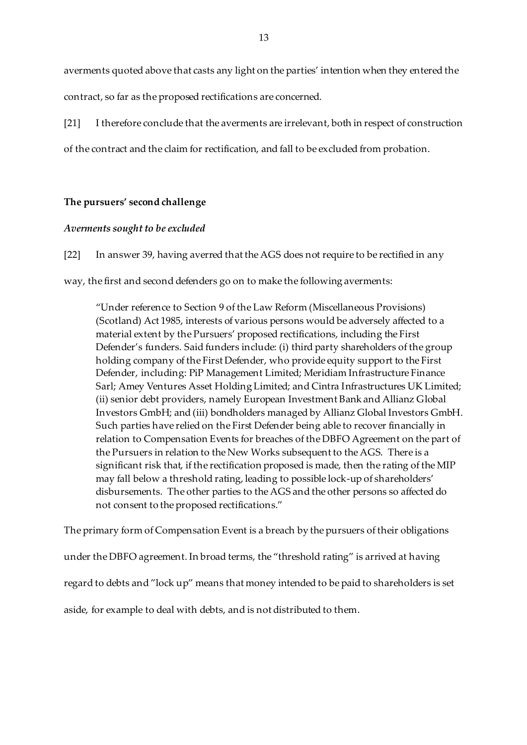averments quoted above that casts any light on the parties' intention when they entered the contract, so far as the proposed rectifications are concerned.

[21] I therefore conclude that the averments are irrelevant, both in respect of construction of the contract and the claim for rectification, and fall to be excluded from probation.

**The pursuers' second challenge**

***Averments sought to be excluded***

[22] In answer 39, having averred that the AGS does not require to be rectified in any way, the first and second defenders go on to make the following averments:

> "Under reference to Section 9 of the Law Reform (Miscellaneous Provisions) (Scotland) Act 1985, interests of various persons would be adversely affected to a material extent by the Pursuers' proposed rectifications, including the First Defender's funders. Said funders include: (i) third party shareholders of the group holding company of the First Defender, who provide equity support to the First Defender, including: PiP Management Limited; Meridiam Infrastructure Finance Sarl; Amey Ventures Asset Holding Limited; and Cintra Infrastructures UK Limited; (ii) senior debt providers, namely European Investment Bank and Allianz Global Investors GmbH; and (iii) bondholders managed by Allianz Global Investors GmbH. Such parties have relied on the First Defender being able to recover financially in relation to Compensation Events for breaches of the DBFO Agreement on the part of the Pursuers in relation to the New Works subsequent to the AGS. There is a significant risk that, if the rectification proposed is made, then the rating of the MIP may fall below a threshold rating, leading to possible lock-up of shareholders' disbursements. The other parties to the AGS and the other persons so affected do not consent to the proposed rectifications."

The primary form of Compensation Event is a breach by the pursuers of their obligations under the DBFO agreement. In broad terms, the "threshold rating" is arrived at having regard to debts and "lock up" means that money intended to be paid to shareholders is set aside, for example to deal with debts, and is not distributed to them.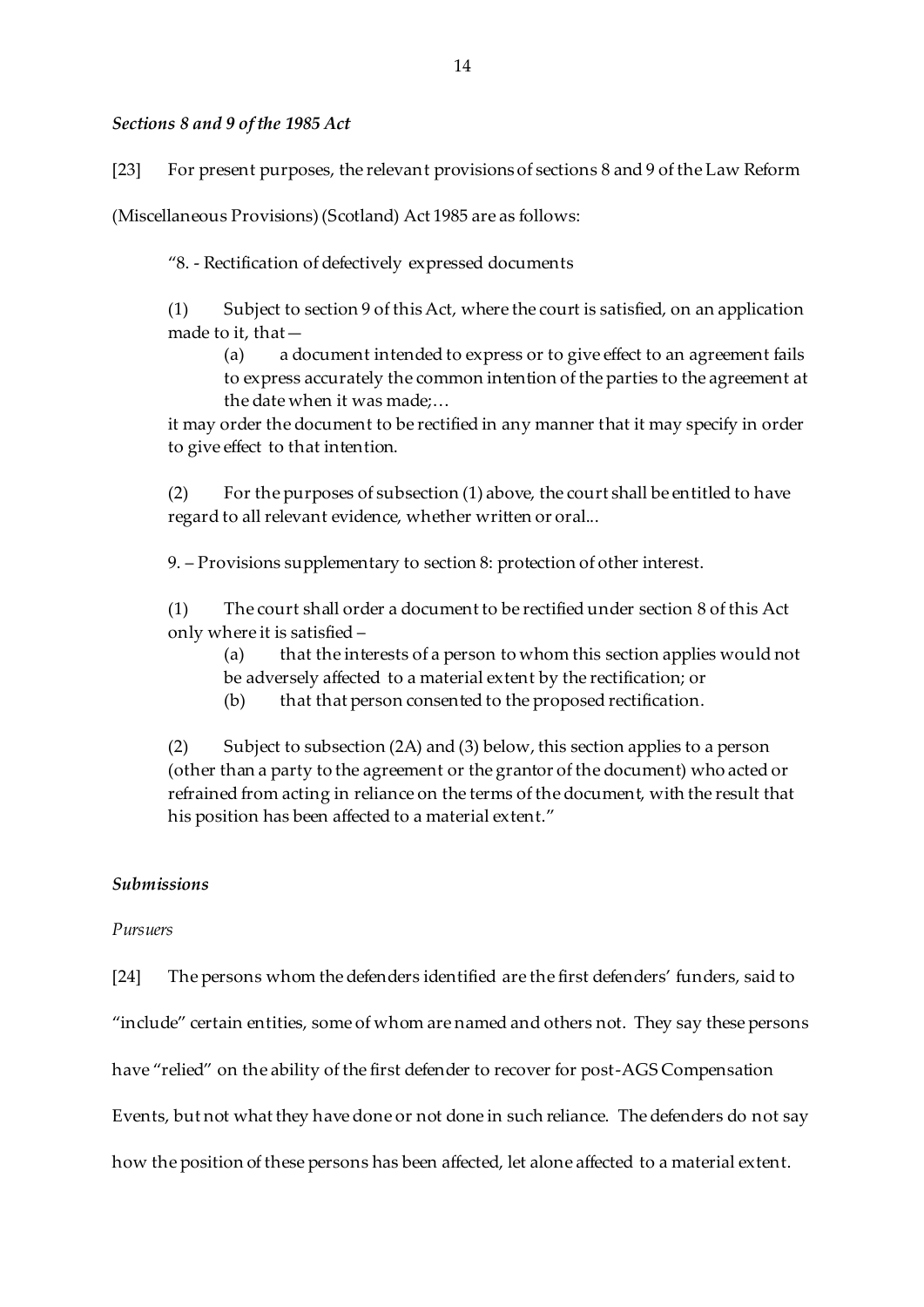### *Sections 8 and 9 of the 1985 Act*

[23] For present purposes, the relevant provisions of sections 8 and 9 of the Law Reform (Miscellaneous Provisions) (Scotland) Act 1985 are as follows:

> "8. - Rectification of defectively expressed documents
>
> (1) Subject to section 9 of this Act, where the court is satisfied, on an application made to it, that—
>
> (a) a document intended to express or to give effect to an agreement fails to express accurately the common intention of the parties to the agreement at the date when it was made;…
>
> it may order the document to be rectified in any manner that it may specify in order to give effect to that intention.
>
> (2) For the purposes of subsection (1) above, the court shall be entitled to have regard to all relevant evidence, whether written or oral...
>
> 9. – Provisions supplementary to section 8: protection of other interest.
>
> (1) The court shall order a document to be rectified under section 8 of this Act only where it is satisfied –
>
> (a) that the interests of a person to whom this section applies would not be adversely affected to a material extent by the rectification; or
>
> (b) that that person consented to the proposed rectification.
>
> (2) Subject to subsection (2A) and (3) below, this section applies to a person (other than a party to the agreement or the grantor of the document) who acted or refrained from acting in reliance on the terms of the document, with the result that his position has been affected to a material extent."

### *Submissions*

*Pursuers*

[24] The persons whom the defenders identified are the first defenders' funders, said to "include" certain entities, some of whom are named and others not. They say these persons have "relied" on the ability of the first defender to recover for post-AGS Compensation Events, but not what they have done or not done in such reliance. The defenders do not say how the position of these persons has been affected, let alone affected to a material extent.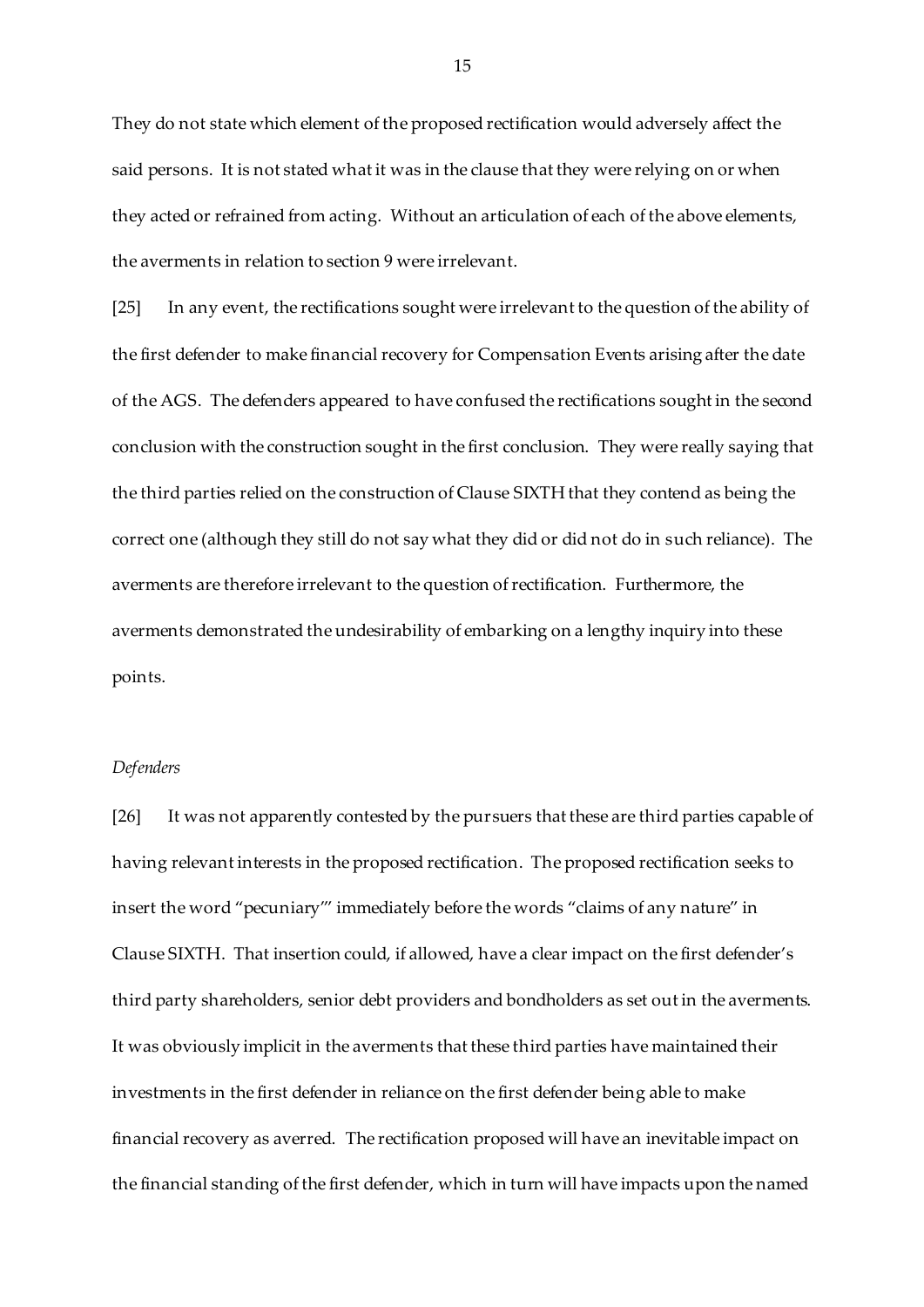They do not state which element of the proposed rectification would adversely affect the said persons. It is not stated what it was in the clause that they were relying on or when they acted or refrained from acting. Without an articulation of each of the above elements, the averments in relation to section 9 were irrelevant.

[25] In any event, the rectifications sought were irrelevant to the question of the ability of the first defender to make financial recovery for Compensation Events arising after the date of the AGS. The defenders appeared to have confused the rectifications sought in the second conclusion with the construction sought in the first conclusion. They were really saying that the third parties relied on the construction of Clause SIXTH that they contend as being the correct one (although they still do not say what they did or did not do in such reliance). The averments are therefore irrelevant to the question of rectification. Furthermore, the averments demonstrated the undesirability of embarking on a lengthy inquiry into these points.

*Defenders*

[26] It was not apparently contested by the pursuers that these are third parties capable of having relevant interests in the proposed rectification. The proposed rectification seeks to insert the word "pecuniary"" immediately before the words "claims of any nature" in Clause SIXTH. That insertion could, if allowed, have a clear impact on the first defender's third party shareholders, senior debt providers and bondholders as set out in the averments. It was obviously implicit in the averments that these third parties have maintained their investments in the first defender in reliance on the first defender being able to make financial recovery as averred. The rectification proposed will have an inevitable impact on the financial standing of the first defender, which in turn will have impacts upon the named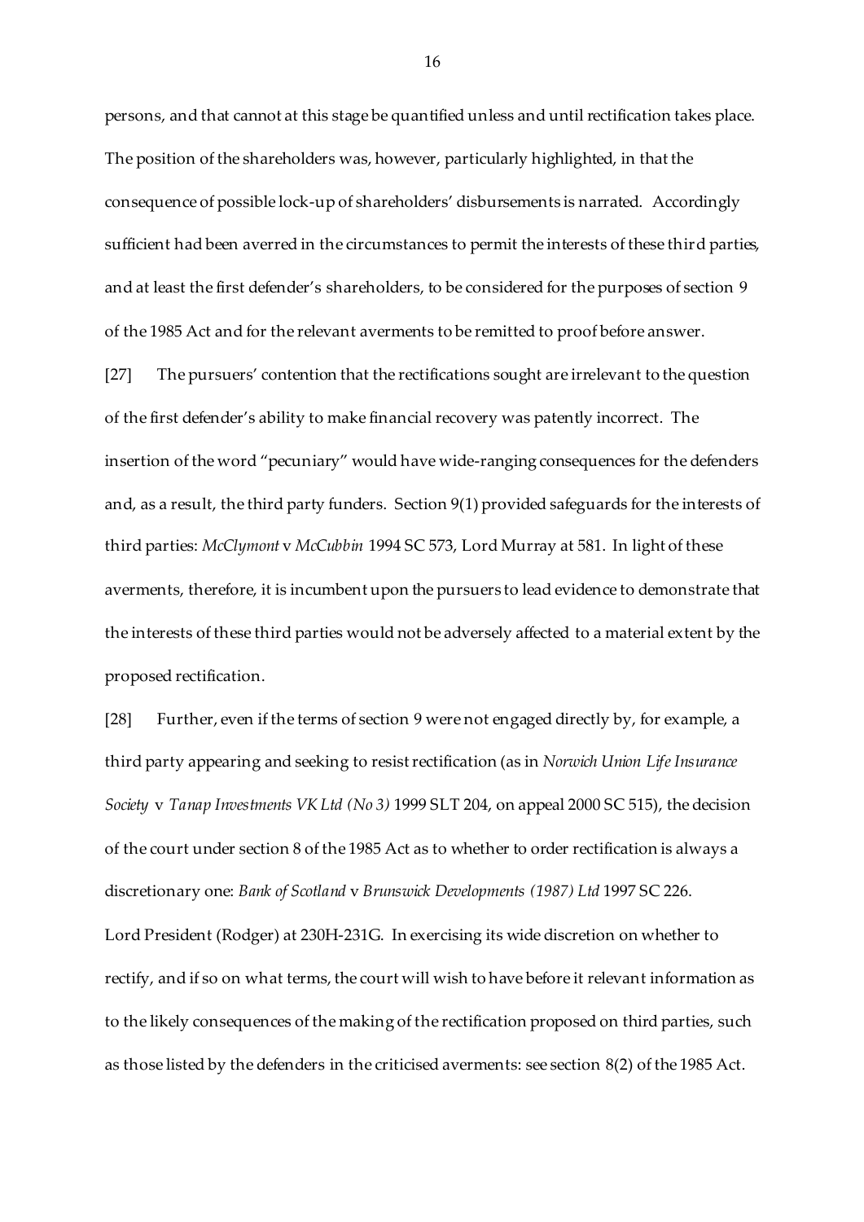persons, and that cannot at this stage be quantified unless and until rectification takes place. The position of the shareholders was, however, particularly highlighted, in that the consequence of possible lock-up of shareholders' disbursements is narrated. Accordingly sufficient had been averred in the circumstances to permit the interests of these third parties, and at least the first defender's shareholders, to be considered for the purposes of section 9 of the 1985 Act and for the relevant averments to be remitted to proof before answer.

[27] The pursuers' contention that the rectifications sought are irrelevant to the question of the first defender's ability to make financial recovery was patently incorrect. The insertion of the word "pecuniary" would have wide-ranging consequences for the defenders and, as a result, the third party funders. Section 9(1) provided safeguards for the interests of third parties: *McClymont* v *McCubbin* 1994 SC 573, Lord Murray at 581. In light of these averments, therefore, it is incumbent upon the pursuers to lead evidence to demonstrate that the interests of these third parties would not be adversely affected to a material extent by the proposed rectification.

[28] Further, even if the terms of section 9 were not engaged directly by, for example, a third party appearing and seeking to resist rectification (as in *Norwich Union Life Insurance Society* v *Tanap Investments VK Ltd (No 3)* 1999 SLT 204, on appeal 2000 SC 515), the decision of the court under section 8 of the 1985 Act as to whether to order rectification is always a discretionary one: *Bank of Scotland* v *Brunswick Developments (1987) Ltd* 1997 SC 226. Lord President (Rodger) at 230H-231G. In exercising its wide discretion on whether to rectify, and if so on what terms, the court will wish to have before it relevant information as to the likely consequences of the making of the rectification proposed on third parties, such as those listed by the defenders in the criticised averments: see section 8(2) of the 1985 Act.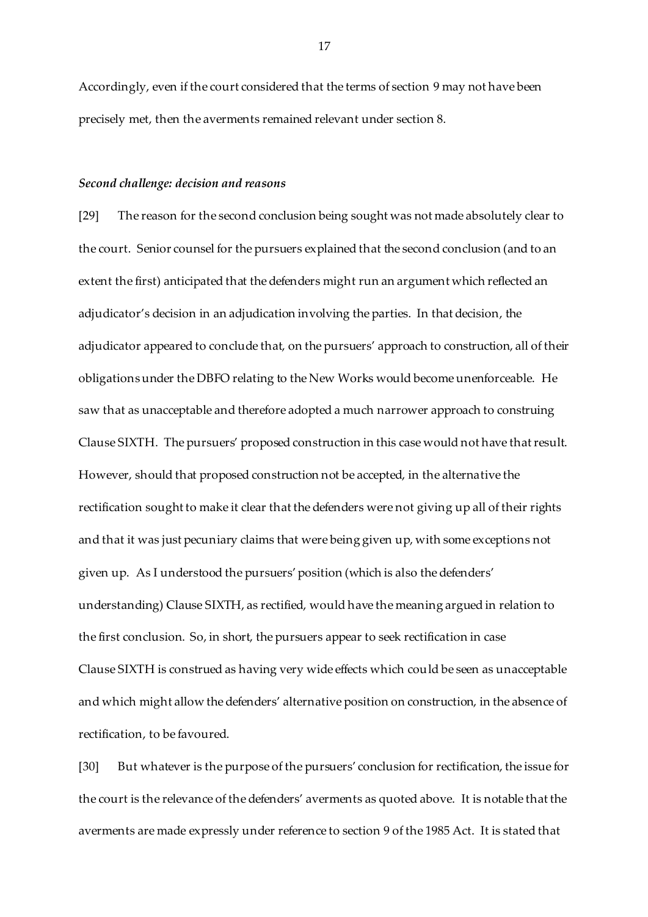Accordingly, even if the court considered that the terms of section 9 may not have been precisely met, then the averments remained relevant under section 8.

### *Second challenge: decision and reasons*

[29] The reason for the second conclusion being sought was not made absolutely clear to the court. Senior counsel for the pursuers explained that the second conclusion (and to an extent the first) anticipated that the defenders might run an argument which reflected an adjudicator's decision in an adjudication involving the parties. In that decision, the adjudicator appeared to conclude that, on the pursuers' approach to construction, all of their obligations under the DBFO relating to the New Works would become unenforceable. He saw that as unacceptable and therefore adopted a much narrower approach to construing Clause SIXTH. The pursuers' proposed construction in this case would not have that result. However, should that proposed construction not be accepted, in the alternative the rectification sought to make it clear that the defenders were not giving up all of their rights and that it was just pecuniary claims that were being given up, with some exceptions not given up. As I understood the pursuers' position (which is also the defenders' understanding) Clause SIXTH, as rectified, would have the meaning argued in relation to the first conclusion. So, in short, the pursuers appear to seek rectification in case Clause SIXTH is construed as having very wide effects which could be seen as unacceptable and which might allow the defenders' alternative position on construction, in the absence of rectification, to be favoured.

[30] But whatever is the purpose of the pursuers' conclusion for rectification, the issue for the court is the relevance of the defenders' averments as quoted above. It is notable that the averments are made expressly under reference to section 9 of the 1985 Act. It is stated that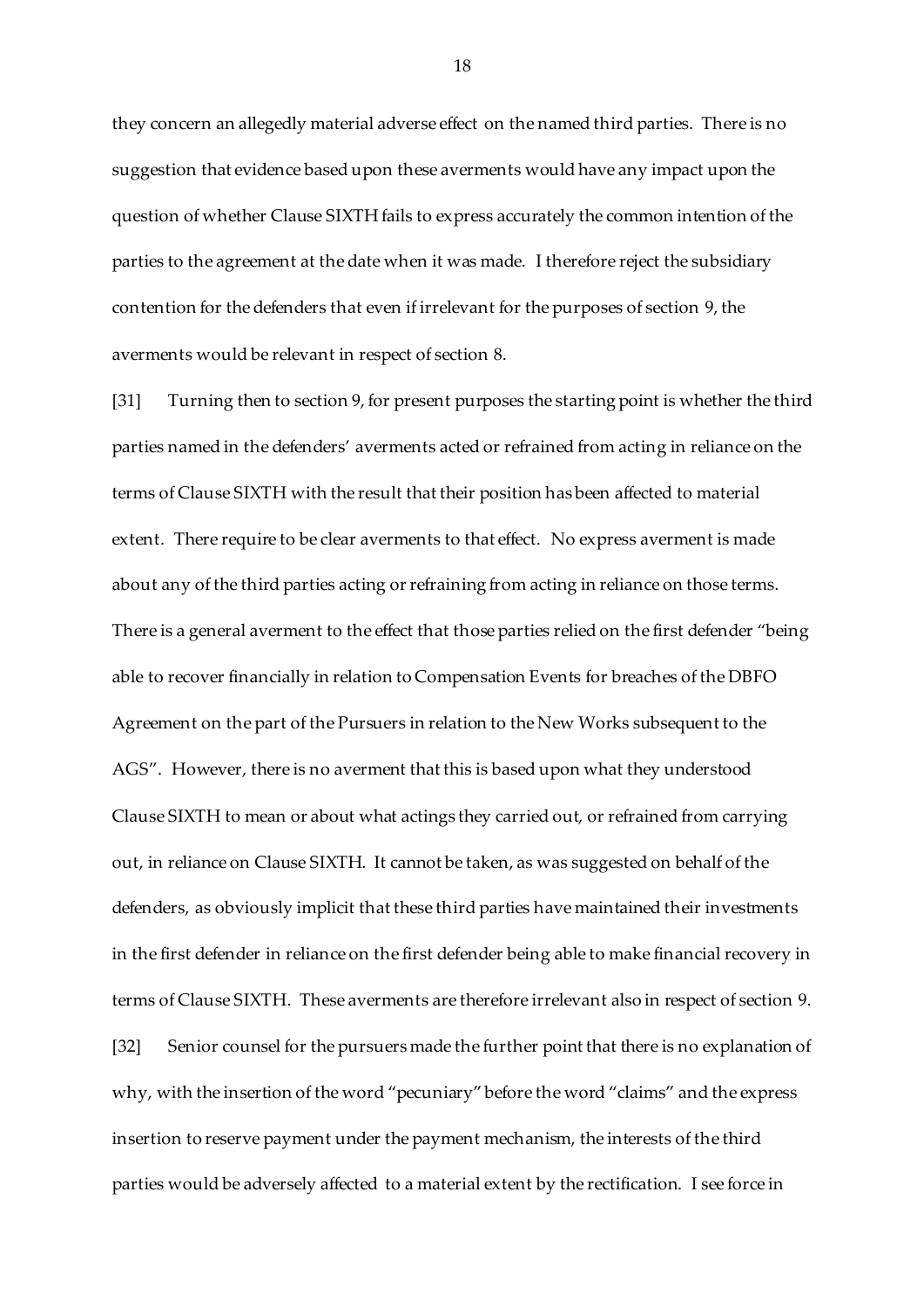they concern an allegedly material adverse effect on the named third parties. There is no suggestion that evidence based upon these averments would have any impact upon the question of whether Clause SIXTH fails to express accurately the common intention of the parties to the agreement at the date when it was made. I therefore reject the subsidiary contention for the defenders that even if irrelevant for the purposes of section 9, the averments would be relevant in respect of section 8.

[31] Turning then to section 9, for present purposes the starting point is whether the third parties named in the defenders' averments acted or refrained from acting in reliance on the terms of Clause SIXTH with the result that their position has been affected to material extent. There require to be clear averments to that effect. No express averment is made about any of the third parties acting or refraining from acting in reliance on those terms. There is a general averment to the effect that those parties relied on the first defender "being able to recover financially in relation to Compensation Events for breaches of the DBFO Agreement on the part of the Pursuers in relation to the New Works subsequent to the AGS". However, there is no averment that this is based upon what they understood Clause SIXTH to mean or about what actings they carried out, or refrained from carrying out, in reliance on Clause SIXTH. It cannot be taken, as was suggested on behalf of the defenders, as obviously implicit that these third parties have maintained their investments in the first defender in reliance on the first defender being able to make financial recovery in terms of Clause SIXTH. These averments are therefore irrelevant also in respect of section 9.

[32] Senior counsel for the pursuers made the further point that there is no explanation of why, with the insertion of the word "pecuniary" before the word "claims" and the express insertion to reserve payment under the payment mechanism, the interests of the third parties would be adversely affected to a material extent by the rectification. I see force in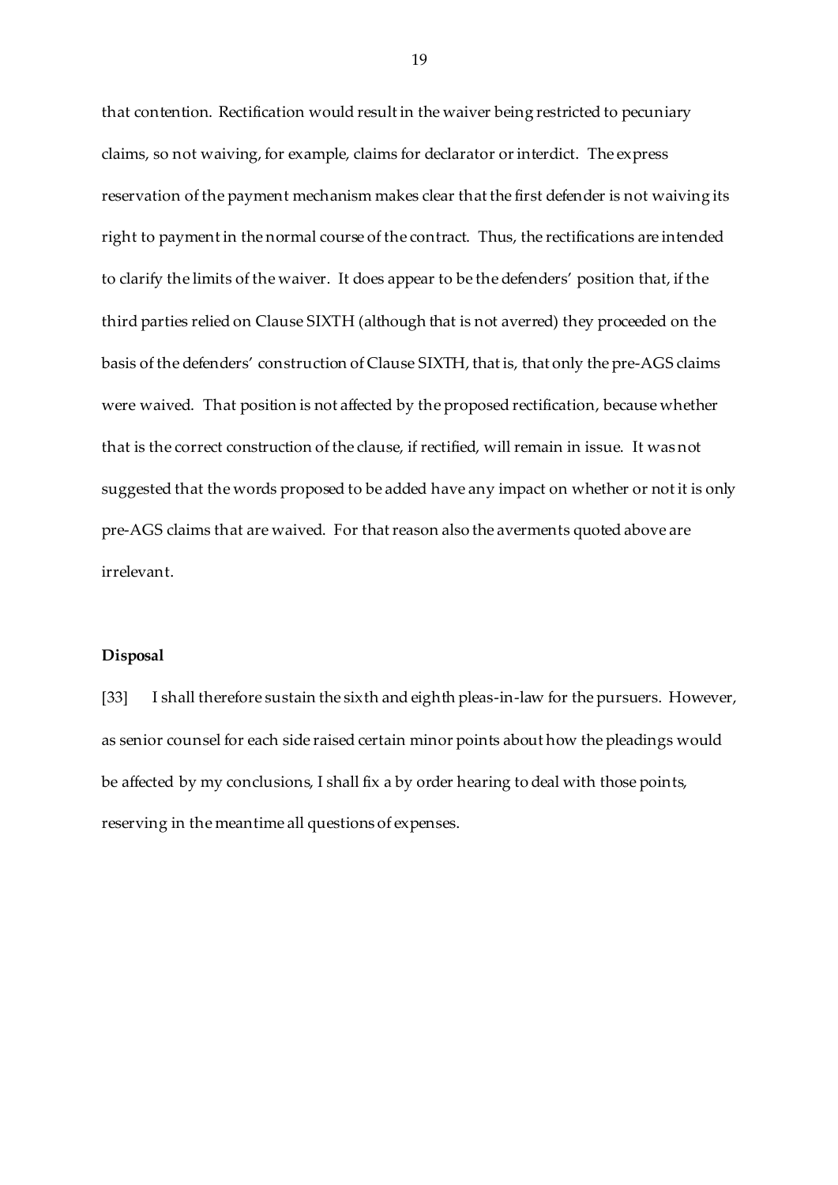that contention. Rectification would result in the waiver being restricted to pecuniary claims, so not waiving, for example, claims for declarator or interdict. The express reservation of the payment mechanism makes clear that the first defender is not waiving its right to payment in the normal course of the contract. Thus, the rectifications are intended to clarify the limits of the waiver. It does appear to be the defenders' position that, if the third parties relied on Clause SIXTH (although that is not averred) they proceeded on the basis of the defenders' construction of Clause SIXTH, that is, that only the pre-AGS claims were waived. That position is not affected by the proposed rectification, because whether that is the correct construction of the clause, if rectified, will remain in issue. It was not suggested that the words proposed to be added have any impact on whether or not it is only pre-AGS claims that are waived. For that reason also the averments quoted above are irrelevant.

**Disposal**

[33] I shall therefore sustain the sixth and eighth pleas-in-law for the pursuers. However, as senior counsel for each side raised certain minor points about how the pleadings would be affected by my conclusions, I shall fix a by order hearing to deal with those points, reserving in the meantime all questions of expenses.